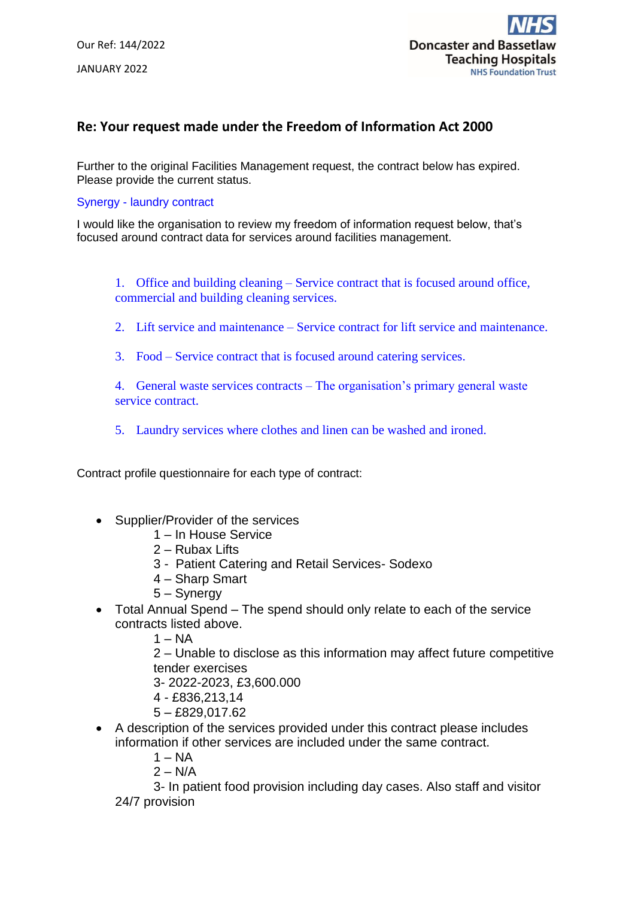Our Ref: 144/2022

JANUARY 2022

**Doncaster and Bassetlaw Teaching Hospitals**
**NHS Foundation Trust**

## Re: Your request made under the Freedom of Information Act 2000

Further to the original Facilities Management request, the contract below has expired. Please provide the current status.

Synergy - laundry contract

I would like the organisation to review my freedom of information request below, that's focused around contract data for services around facilities management.

1. Office and building cleaning – Service contract that is focused around office, commercial and building cleaning services.
2. Lift service and maintenance – Service contract for lift service and maintenance.
3. Food – Service contract that is focused around catering services.
4. General waste services contracts – The organisation's primary general waste service contract.
5. Laundry services where clothes and linen can be washed and ironed.

Contract profile questionnaire for each type of contract:

- Supplier/Provider of the services
  - 1 – In House Service
  - 2 – Rubax Lifts
  - 3 - Patient Catering and Retail Services- Sodexo
  - 4 – Sharp Smart
  - 5 – Synergy
- Total Annual Spend – The spend should only relate to each of the service contracts listed above.
  - 1 – NA
  - 2 – Unable to disclose as this information may affect future competitive tender exercises
  - 3- 2022-2023, £3,600.000
  - 4 - £836,213,14
  - 5 – £829,017.62
- A description of the services provided under this contract please includes information if other services are included under the same contract.
  - 1 – NA
  - 2 – N/A
  - 3- In patient food provision including day cases. Also staff and visitor 24/7 provision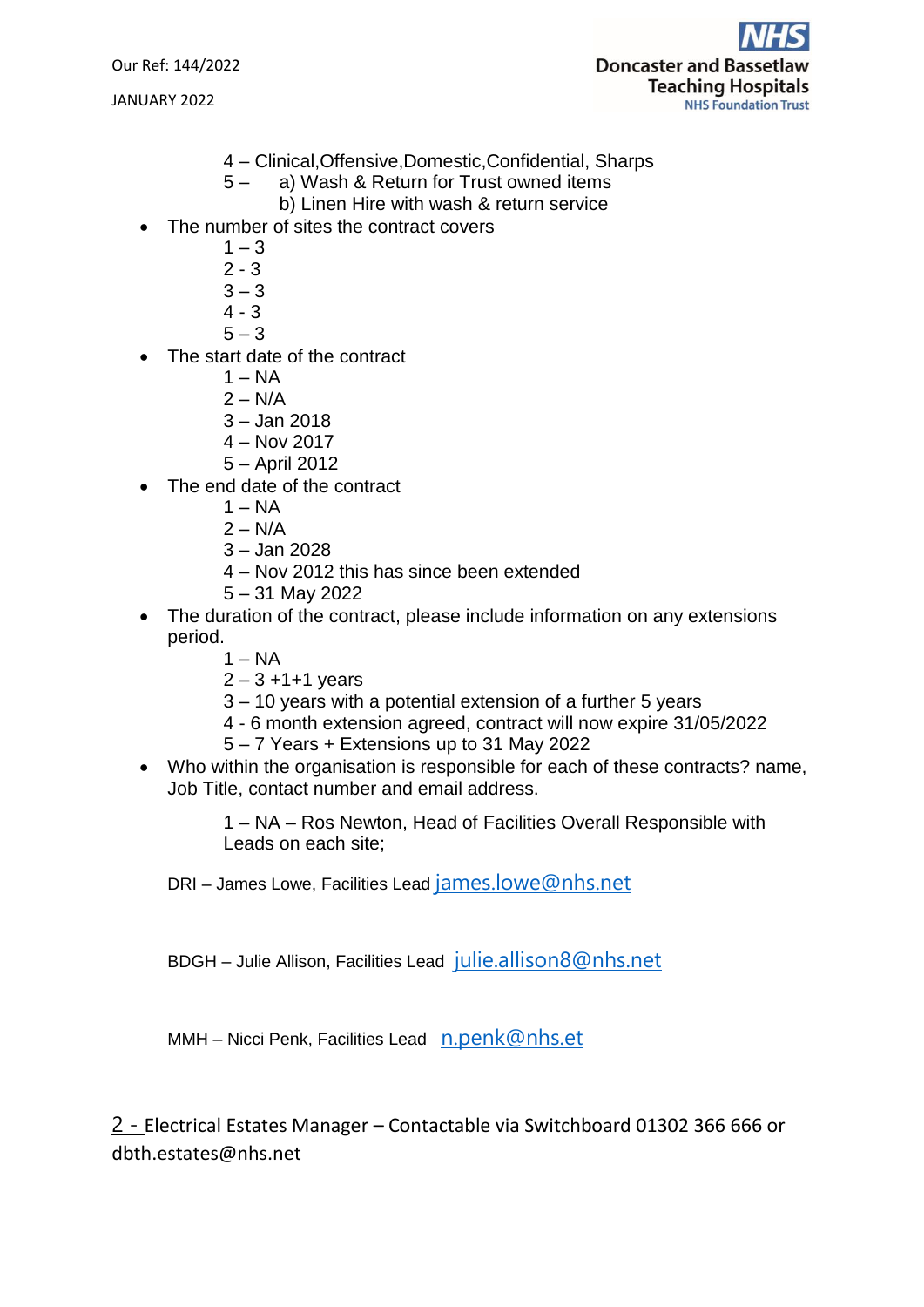Our Ref: 144/2022

JANUARY 2022

4 – Clinical,Offensive,Domestic,Confidential, Sharps
5 – a) Wash & Return for Trust owned items
b) Linen Hire with wash & return service

- The number of sites the contract covers
  1 – 3
  2 - 3
  3 – 3
  4 - 3
  5 – 3
- The start date of the contract
  1 – NA
  2 – N/A
  3 – Jan 2018
  4 – Nov 2017
  5 – April 2012
- The end date of the contract
  1 – NA
  2 – N/A
  3 – Jan 2028
  4 – Nov 2012 this has since been extended
  5 – 31 May 2022
- The duration of the contract, please include information on any extensions period.
  1 – NA
  2 – 3 +1+1 years
  3 – 10 years with a potential extension of a further 5 years
  4 - 6 month extension agreed, contract will now expire 31/05/2022
  5 – 7 Years + Extensions up to 31 May 2022
- Who within the organisation is responsible for each of these contracts? name, Job Title, contact number and email address.

  1 – NA – Ros Newton, Head of Facilities Overall Responsible with Leads on each site;

DRI – James Lowe, Facilities Lead james.lowe@nhs.net

BDGH – Julie Allison, Facilities Lead julie.allison8@nhs.net

MMH – Nicci Penk, Facilities Lead n.penk@nhs.et

2 - Electrical Estates Manager – Contactable via Switchboard 01302 366 666 or dbth.estates@nhs.net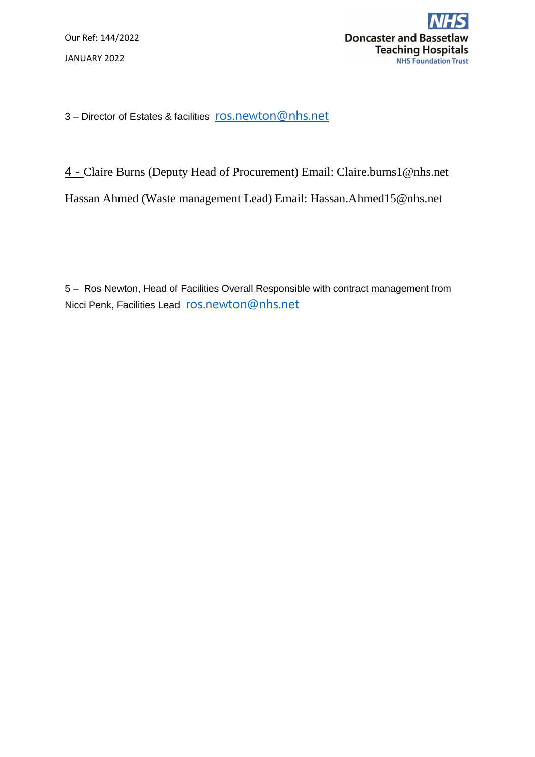Our Ref: 144/2022

JANUARY 2022

3 – Director of Estates & facilities ros.newton@nhs.net

4 - Claire Burns (Deputy Head of Procurement) Email: Claire.burns1@nhs.net

Hassan Ahmed (Waste management Lead) Email: Hassan.Ahmed15@nhs.net

5 – Ros Newton, Head of Facilities Overall Responsible with contract management from Nicci Penk, Facilities Lead ros.newton@nhs.net